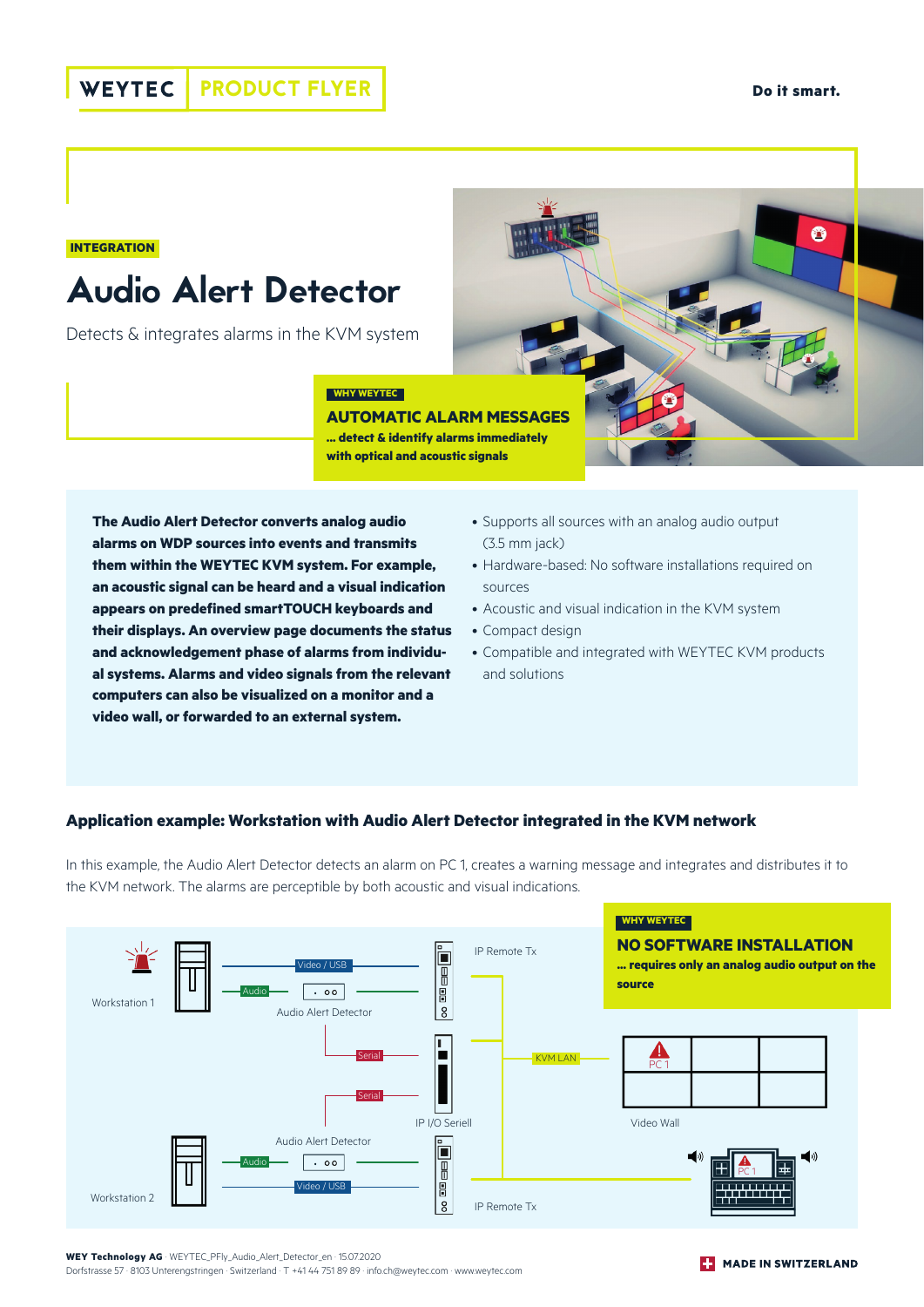WEYTEC | PRODUCT FLYER

Do it smart.

INTEGRATION

# Audio Alert Detector

Detects & integrates alarms in the KVM system

WHY WEYTEC

**AUTOMATIC ALARM MESSAGES**

**... detect & identify alarms immediately with optical and acoustic signals**

**The Audio Alert Detector converts analog audio alarms on WDP sources into events and transmits them within the WEYTEC KVM system. For example, an acoustic signal can be heard and a visual indication appears on predefined smartTOUCH keyboards and their displays. An overview page documents the status and acknowledgement phase of alarms from individual systems. Alarms and video signals from the relevant computers can also be visualized on a monitor and a video wall, or forwarded to an external system.**

- Supports all sources with an analog audio output (3.5 mm jack)
- Hardware-based: No software installations required on sources
- Acoustic and visual indication in the KVM system
- Compact design
- Compatible and integrated with WEYTEC KVM products and solutions

## Application example: Workstation with Audio Alert Detector integrated in the KVM network

In this example, the Audio Alert Detector detects an alarm on PC 1, creates a warning message and integrates and distributes it to the KVM network. The alarms are perceptible by both acoustic and visual indications.

WHY WEYTEC

**NO SOFTWARE INSTALLATION**

**... requires only an analog audio output on the source**

Workstation 1 · Video / USB · Audio · Audio Alert Detector · IP Remote Tx · Serial · Serial · IP I/O Seriell · KVM LAN · PC 1 · Video Wall · Audio Alert Detector · Audio · Video / USB · Workstation 2 · IP Remote Tx · PC 1

**WEY Technology AG** · WEYTEC_PFly_Audio_Alert_Detector_en · 15.07.2020
Dorfstrasse 57 · 8103 Unterengstringen · Switzerland · T +41 44 751 89 89 · info.ch@weytec.com · www.weytec.com

MADE IN SWITZERLAND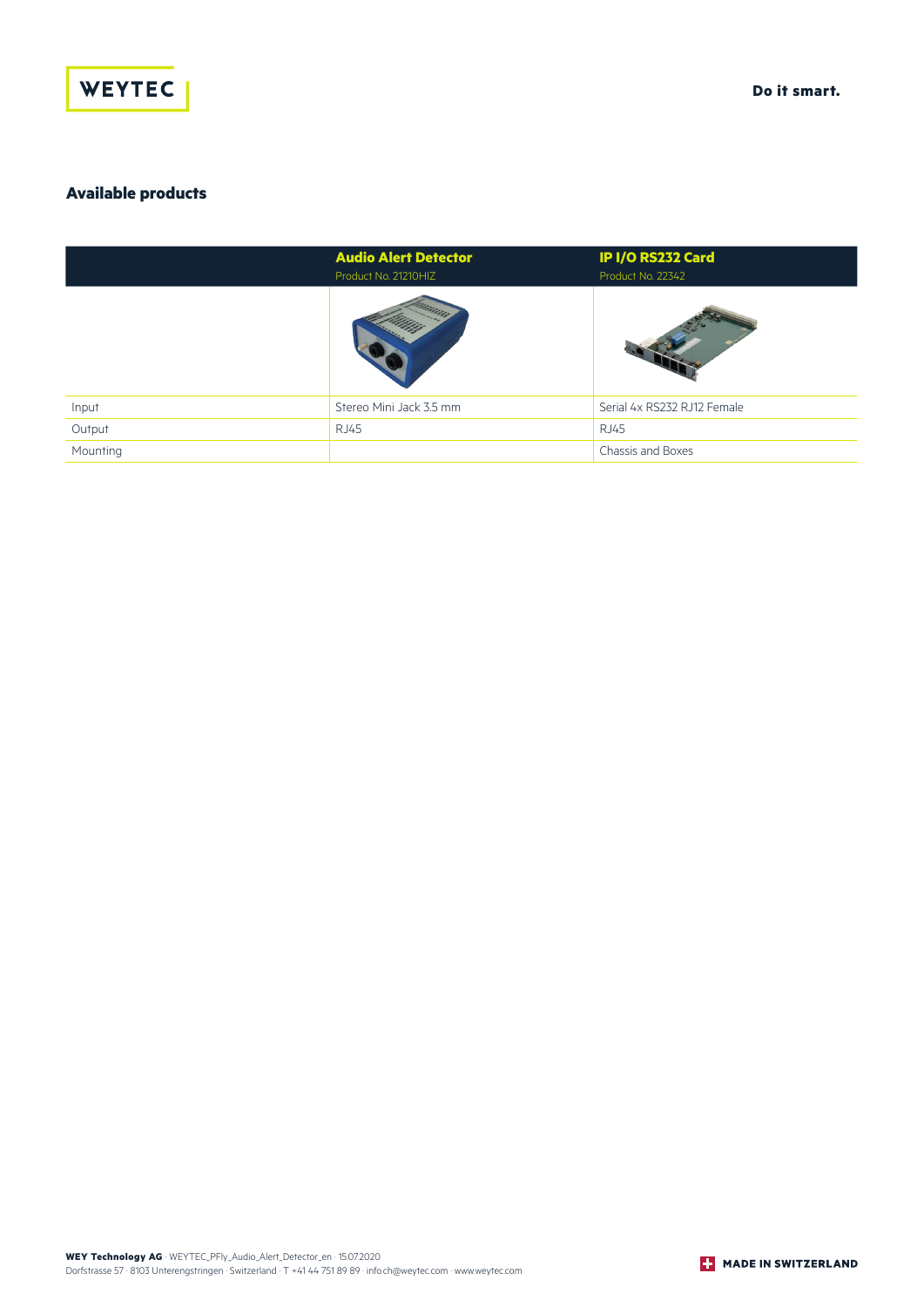## Available products

| | Audio Alert Detector<br>Product No. 21210HIZ | IP I/O RS232 Card<br>Product No. 22342 |
|---|---|---|
| | | |
| Input | Stereo Mini Jack 3.5 mm | Serial 4x RS232 RJ12 Female |
| Output | RJ45 | RJ45 |
| Mounting | | Chassis and Boxes |